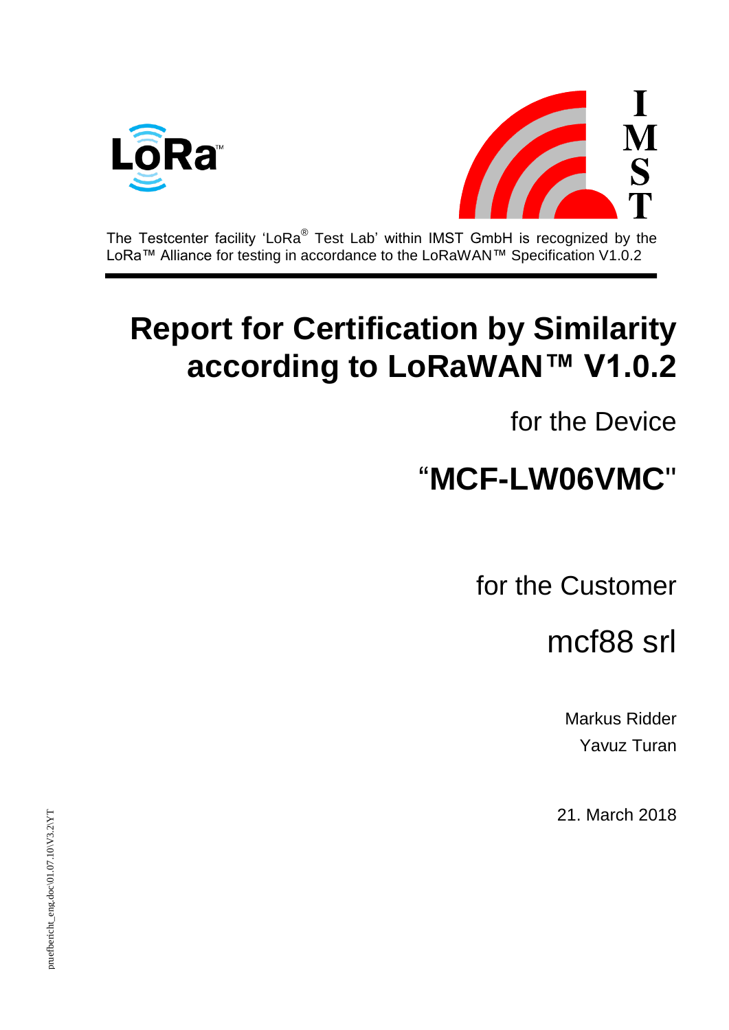The Testcenter facility 'LoRa® Test Lab' within IMST GmbH is recognized by the LoRa™ Alliance for testing in accordance to the LoRaWAN™ Specification V1.0.2

# Report for Certification by Similarity according to LoRaWAN™ V1.0.2

for the Device

## "MCF-LW06VMC"

for the Customer

mcf88 srl

Markus Ridder
Yavuz Turan

21. March 2018

pruefbericht_eng.doc\01.07.10\V3.2\YT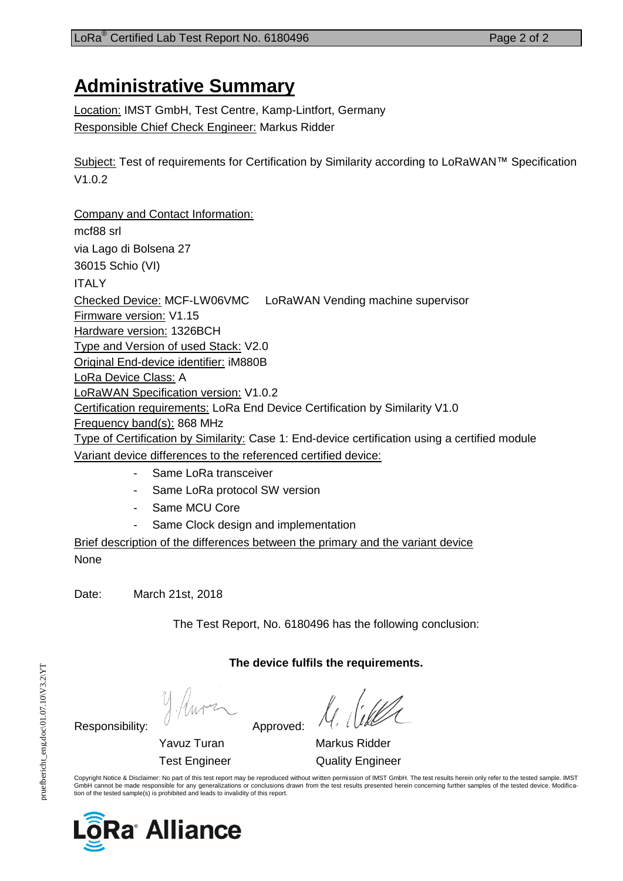# Administrative Summary

Location: IMST GmbH, Test Centre, Kamp-Lintfort, Germany
Responsible Chief Check Engineer: Markus Ridder

Subject: Test of requirements for Certification by Similarity according to LoRaWAN™ Specification V1.0.2

Company and Contact Information:
mcf88 srl
via Lago di Bolsena 27
36015 Schio (VI)
ITALY

Checked Device: MCF-LW06VMC LoRaWAN Vending machine supervisor
Firmware version: V1.15
Hardware version: 1326BCH
Type and Version of used Stack: V2.0
Original End-device identifier: iM880B
LoRa Device Class: A
LoRaWAN Specification version: V1.0.2
Certification requirements: LoRa End Device Certification by Similarity V1.0
Frequency band(s): 868 MHz
Type of Certification by Similarity: Case 1: End-device certification using a certified module
Variant device differences to the referenced certified device:

- Same LoRa transceiver
- Same LoRa protocol SW version
- Same MCU Core
- Same Clock design and implementation

Brief description of the differences between the primary and the variant device
None

Date: March 21st, 2018

The Test Report, No. 6180496 has the following conclusion:

**The device fulfils the requirements.**

Responsibility: Yavuz Turan, Test Engineer

Approved: Markus Ridder, Quality Engineer

Copyright Notice & Disclaimer: No part of this test report may be reproduced without written permission of IMST GmbH. The test results herein only refer to the tested sample. IMST GmbH cannot be made responsible for any generalizations or conclusions drawn from the test results presented herein concerning further samples of the tested device. Modification of the tested sample(s) is prohibited and leads to invalidity of this report.

pruefbericht_eng.doc\01.07.10\V3.2\YT

LoRa® Alliance